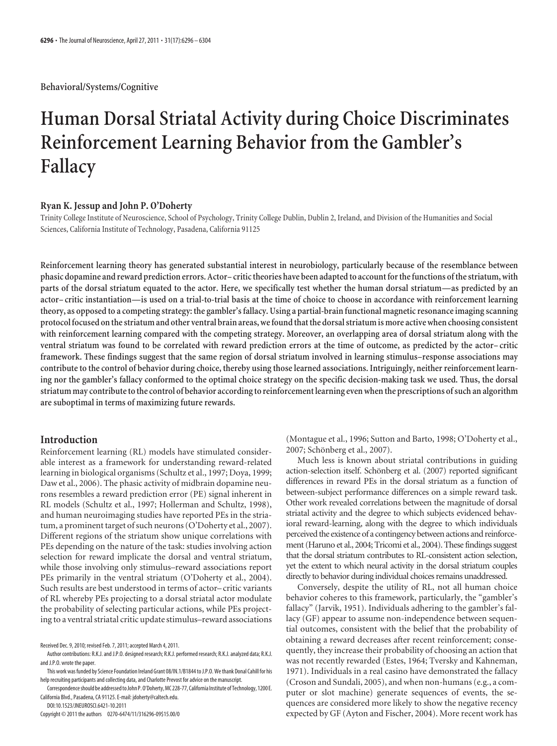Behavioral/Systems/Cognitive

# Human Dorsal Striatal Activity during Choice Discriminates Reinforcement Learning Behavior from the Gambler's Fallacy

**Ryan K. Jessup and John P. O'Doherty**

Trinity College Institute of Neuroscience, School of Psychology, Trinity College Dublin, Dublin 2, Ireland, and Division of the Humanities and Social Sciences, California Institute of Technology, Pasadena, California 91125

**Reinforcement learning theory has generated substantial interest in neurobiology, particularly because of the resemblance between phasic dopamine and reward prediction errors. Actor–critic theories have been adapted to account for the functions of the striatum, with parts of the dorsal striatum equated to the actor. Here, we specifically test whether the human dorsal striatum—as predicted by an actor–critic instantiation—is used on a trial-to-trial basis at the time of choice to choose in accordance with reinforcement learning theory, as opposed to a competing strategy: the gambler's fallacy. Using a partial-brain functional magnetic resonance imaging scanning protocol focused on the striatum and other ventral brain areas, we found that the dorsal striatum is more active when choosing consistent with reinforcement learning compared with the competing strategy. Moreover, an overlapping area of dorsal striatum along with the ventral striatum was found to be correlated with reward prediction errors at the time of outcome, as predicted by the actor–critic framework. These findings suggest that the same region of dorsal striatum involved in learning stimulus–response associations may contribute to the control of behavior during choice, thereby using those learned associations. Intriguingly, neither reinforcement learning nor the gambler's fallacy conformed to the optimal choice strategy on the specific decision-making task we used. Thus, the dorsal striatum may contribute to the control of behavior according to reinforcement learning even when the prescriptions of such an algorithm are suboptimal in terms of maximizing future rewards.**

## Introduction

Reinforcement learning (RL) models have stimulated considerable interest as a framework for understanding reward-related learning in biological organisms (Schultz et al., 1997; Doya, 1999; Daw et al., 2006). The phasic activity of midbrain dopamine neurons resembles a reward prediction error (PE) signal inherent in RL models (Schultz et al., 1997; Hollerman and Schultz, 1998), and human neuroimaging studies have reported PEs in the striatum, a prominent target of such neurons (O'Doherty et al., 2007). Different regions of the striatum show unique correlations with PEs depending on the nature of the task: studies involving action selection for reward implicate the dorsal and ventral striatum, while those involving only stimulus–reward associations report PEs primarily in the ventral striatum (O'Doherty et al., 2004). Such results are best understood in terms of actor–critic variants of RL whereby PEs projecting to a dorsal striatal actor modulate the probability of selecting particular actions, while PEs projecting to a ventral striatal critic update stimulus–reward associations (Montague et al., 1996; Sutton and Barto, 1998; O'Doherty et al., 2007; Schönberg et al., 2007).

Much less is known about striatal contributions in guiding action-selection itself. Schönberg et al. (2007) reported significant differences in reward PEs in the dorsal striatum as a function of between-subject performance differences on a simple reward task. Other work revealed correlations between the magnitude of dorsal striatal activity and the degree to which subjects evidenced behavioral reward-learning, along with the degree to which individuals perceived the existence of a contingency between actions and reinforcement (Haruno et al., 2004; Tricomi et al., 2004). These findings suggest that the dorsal striatum contributes to RL-consistent action selection, yet the extent to which neural activity in the dorsal striatum couples directly to behavior during individual choices remains unaddressed.

Conversely, despite the utility of RL, not all human choice behavior coheres to this framework, particularly, the "gambler's fallacy" (Jarvik, 1951). Individuals adhering to the gambler's fallacy (GF) appear to assume non-independence between sequential outcomes, consistent with the belief that the probability of obtaining a reward decreases after recent reinforcement; consequently, they increase their probability of choosing an action that was not recently rewarded (Estes, 1964; Tversky and Kahneman, 1971). Individuals in a real casino have demonstrated the fallacy (Croson and Sundali, 2005), and when non-humans (e.g., a computer or slot machine) generate sequences of events, the sequences are considered more likely to show the negative recency expected by GF (Ayton and Fischer, 2004). More recent work has

Received Dec. 9, 2010; revised Feb. 7, 2011; accepted March 4, 2011.

Author contributions: R.K.J. and J.P.O. designed research; R.K.J. performed research; R.K.J. analyzed data; R.K.J. and J.P.O. wrote the paper.

This work was funded by Science Foundation Ireland Grant 08/IN.1/B1844 to J.P.O. We thank Donal Cahill for his help recruiting participants and collecting data, and Charlotte Prevost for advice on the manuscript.

Correspondence should be addressed to John P. O'Doherty, MC 228-77, California Institute of Technology, 1200 E. California Blvd., Pasadena, CA 91125. E-mail: jdoherty@caltech.edu.

DOI:10.1523/JNEUROSCI.6421-10.2011

Copyright © 2011 the authors 0270-6474/11/316296-09$15.00/0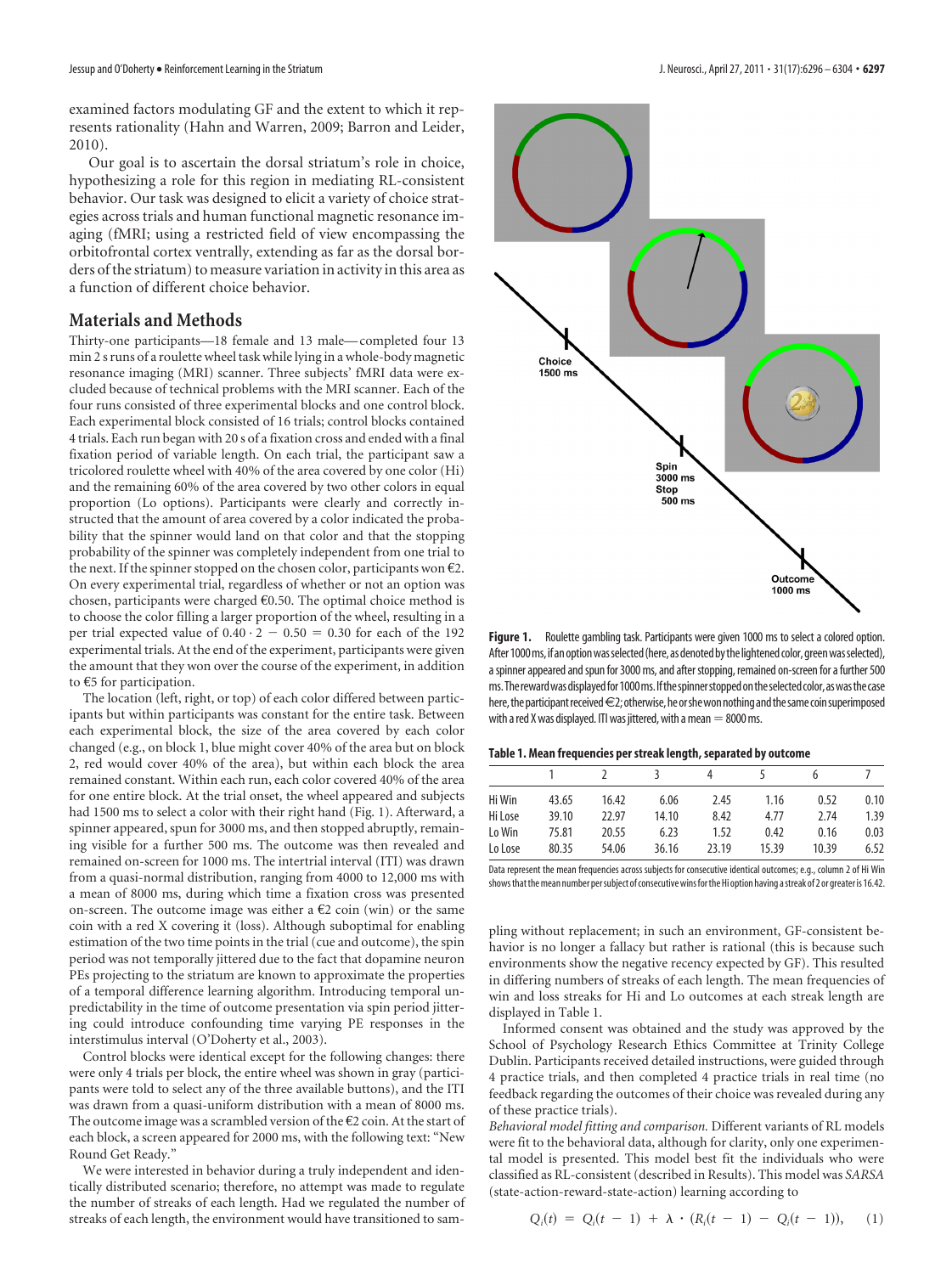examined factors modulating GF and the extent to which it represents rationality (Hahn and Warren, 2009; Barron and Leider, 2010).

Our goal is to ascertain the dorsal striatum's role in choice, hypothesizing a role for this region in mediating RL-consistent behavior. Our task was designed to elicit a variety of choice strategies across trials and human functional magnetic resonance imaging (fMRI; using a restricted field of view encompassing the orbitofrontal cortex ventrally, extending as far as the dorsal borders of the striatum) to measure variation in activity in this area as a function of different choice behavior.

## Materials and Methods

Thirty-one participants—18 female and 13 male—completed four 13 min 2 s runs of a roulette wheel task while lying in a whole-body magnetic resonance imaging (MRI) scanner. Three subjects' fMRI data were excluded because of technical problems with the MRI scanner. Each of the four runs consisted of three experimental blocks and one control block. Each experimental block consisted of 16 trials; control blocks contained 4 trials. Each run began with 20 s of a fixation cross and ended with a final fixation period of variable length. On each trial, the participant saw a tricolored roulette wheel with 40% of the area covered by one color (Hi) and the remaining 60% of the area covered by two other colors in equal proportion (Lo options). Participants were clearly and correctly instructed that the amount of area covered by a color indicated the probability that the spinner would land on that color and that the stopping probability of the spinner was completely independent from one trial to the next. If the spinner stopped on the chosen color, participants won €2. On every experimental trial, regardless of whether or not an option was chosen, participants were charged €0.50. The optimal choice method is to choose the color filling a larger proportion of the wheel, resulting in a per trial expected value of $0.40 \cdot 2 - 0.50 = 0.30$ for each of the 192 experimental trials. At the end of the experiment, participants were given the amount that they won over the course of the experiment, in addition to €5 for participation.

The location (left, right, or top) of each color differed between participants but within participants was constant for the entire task. Between each experimental block, the size of the area covered by each color changed (e.g., on block 1, blue might cover 40% of the area but on block 2, red would cover 40% of the area), but within each block the area remained constant. Within each run, each color covered 40% of the area for one entire block. At the trial onset, the wheel appeared and subjects had 1500 ms to select a color with their right hand (Fig. 1). Afterward, a spinner appeared, spun for 3000 ms, and then stopped abruptly, remaining visible for a further 500 ms. The outcome was then revealed and remained on-screen for 1000 ms. The intertrial interval (ITI) was drawn from a quasi-normal distribution, ranging from 4000 to 12,000 ms with a mean of 8000 ms, during which time a fixation cross was presented on-screen. The outcome image was either a €2 coin (win) or the same coin with a red X covering it (loss). Although suboptimal for enabling estimation of the two time points in the trial (cue and outcome), the spin period was not temporally jittered due to the fact that dopamine neuron PEs projecting to the striatum are known to approximate the properties of a temporal difference learning algorithm. Introducing temporal unpredictability in the time of outcome presentation via spin period jittering could introduce confounding time varying PE responses in the interstimulus interval (O'Doherty et al., 2003).

Control blocks were identical except for the following changes: there were only 4 trials per block, the entire wheel was shown in gray (participants were told to select any of the three available buttons), and the ITI was drawn from a quasi-uniform distribution with a mean of 8000 ms. The outcome image was a scrambled version of the €2 coin. At the start of each block, a screen appeared for 2000 ms, with the following text: "New Round Get Ready."

We were interested in behavior during a truly independent and identically distributed scenario; therefore, no attempt was made to regulate the number of streaks of each length. Had we regulated the number of streaks of each length, the environment would have transitioned to sampling without replacement; in such an environment, GF-consistent behavior is no longer a fallacy but rather is rational (this is because such environments show the negative recency expected by GF). This resulted in differing numbers of streaks of each length. The mean frequencies of win and loss streaks for Hi and Lo outcomes at each streak length are displayed in Table 1.

Choice 1500 ms

Spin 3000 ms Stop 500 ms

Outcome 1000 ms

**Figure 1.** Roulette gambling task. Participants were given 1000 ms to select a colored option. After 1000 ms, if an option was selected (here, as denoted by the lightened color, green was selected), a spinner appeared and spun for 3000 ms, and after stopping, remained on-screen for a further 500 ms. The reward was displayed for 1000 ms. If the spinner stopped on the selected color, as was the case here, the participant received €2; otherwise, he or she won nothing and the same coin superimposed with a red X was displayed. ITI was jittered, with a mean = 8000 ms.

**Table 1. Mean frequencies per streak length, separated by outcome**

| | 1 | 2 | 3 | 4 | 5 | 6 | 7 |
|---|---|---|---|---|---|---|---|
| Hi Win | 43.65 | 16.42 | 6.06 | 2.45 | 1.16 | 0.52 | 0.10 |
| Hi Lose | 39.10 | 22.97 | 14.10 | 8.42 | 4.77 | 2.74 | 1.39 |
| Lo Win | 75.81 | 20.55 | 6.23 | 1.52 | 0.42 | 0.16 | 0.03 |
| Lo Lose | 80.35 | 54.06 | 36.16 | 23.19 | 15.39 | 10.39 | 6.52 |

Data represent the mean frequencies across subjects for consecutive identical outcomes; e.g., column 2 of Hi Win shows that the mean number per subject of consecutive wins for the Hi option having a streak of 2 or greater is 16.42.

Informed consent was obtained and the study was approved by the School of Psychology Research Ethics Committee at Trinity College Dublin. Participants received detailed instructions, were guided through 4 practice trials, and then completed 4 practice trials in real time (no feedback regarding the outcomes of their choice was revealed during any of these practice trials).

*Behavioral model fitting and comparison.* Different variants of RL models were fit to the behavioral data, although for clarity, only one experimental model is presented. This model best fit the individuals who were classified as RL-consistent (described in Results). This model was *SARSA* (state-action-reward-state-action) learning according to

$$Q_i(t) = Q_i(t-1) + \lambda \cdot (R_i(t-1) - Q_i(t-1)), \quad (1)$$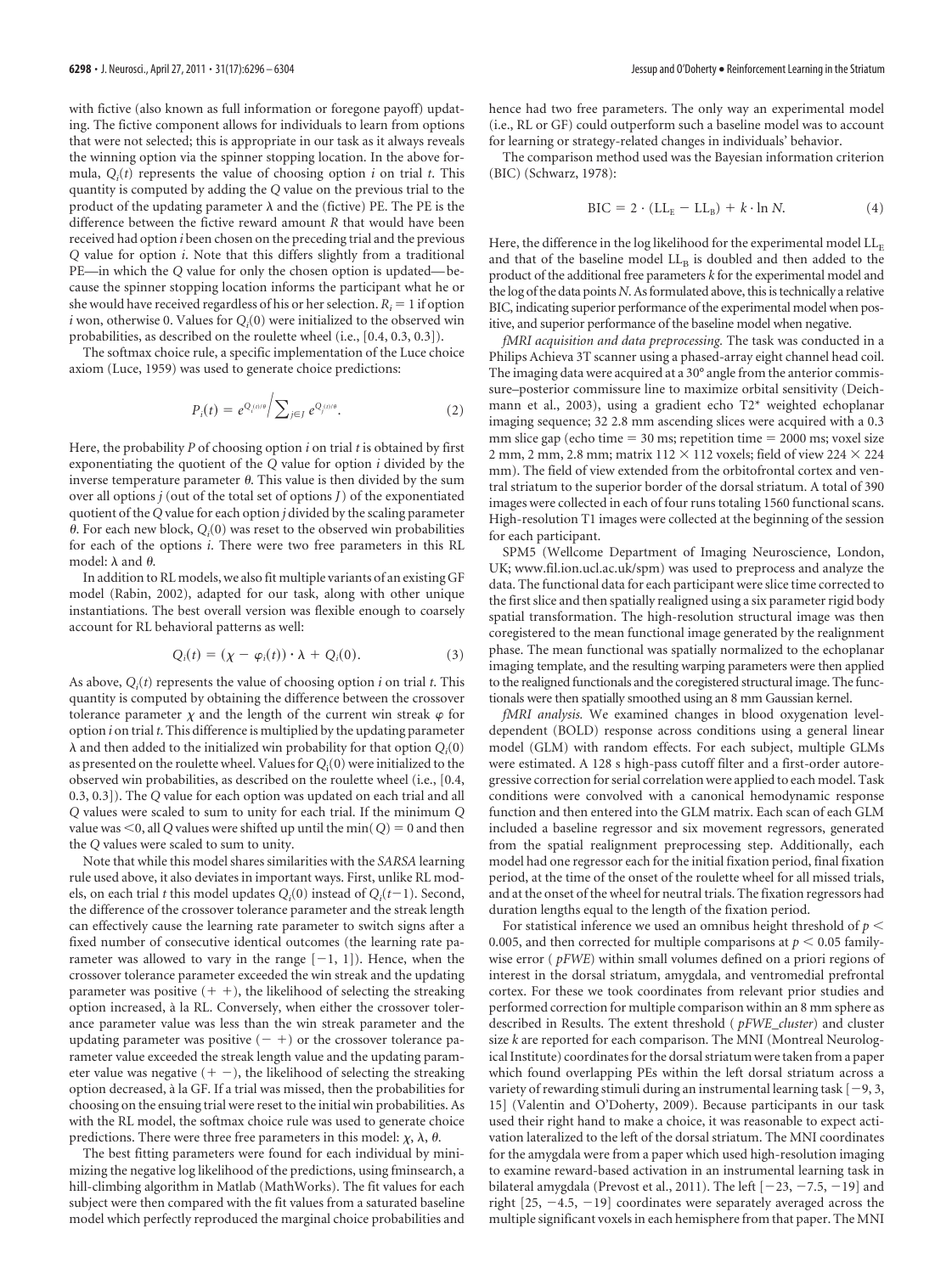with fictive (also known as full information or foregone payoff) updating. The fictive component allows for individuals to learn from options that were not selected; this is appropriate in our task as it always reveals the winning option via the spinner stopping location. In the above formula, $Q_i(t)$ represents the value of choosing option $i$ on trial $t$. This quantity is computed by adding the $Q$ value on the previous trial to the product of the updating parameter $\lambda$ and the (fictive) PE. The PE is the difference between the fictive reward amount $R$ that would have been received had option $i$ been chosen on the preceding trial and the previous $Q$ value for option $i$. Note that this differs slightly from a traditional PE—in which the $Q$ value for only the chosen option is updated—because the spinner stopping location informs the participant what he or she would have received regardless of his or her selection. $R_i = 1$ if option $i$ won, otherwise 0. Values for $Q_i(0)$ were initialized to the observed win probabilities, as described on the roulette wheel (i.e., [0.4, 0.3, 0.3]).

The softmax choice rule, a specific implementation of the Luce choice axiom (Luce, 1959) was used to generate choice predictions:

$$P_i(t) = e^{Q_i(t)/\theta} \Big/ \sum_{j \in J} e^{Q_j(t)/\theta}. \tag{2}$$

Here, the probability $P$ of choosing option $i$ on trial $t$ is obtained by first exponentiating the quotient of the $Q$ value for option $i$ divided by the inverse temperature parameter $\theta$. This value is then divided by the sum over all options $j$ (out of the total set of options $J$) of the exponentiated quotient of the $Q$ value for each option $j$ divided by the scaling parameter $\theta$. For each new block, $Q_i(0)$ was reset to the observed win probabilities for each of the options $i$. There were two free parameters in this RL model: $\lambda$ and $\theta$.

In addition to RL models, we also fit multiple variants of an existing GF model (Rabin, 2002), adapted for our task, along with other unique instantiations. The best overall version was flexible enough to coarsely account for RL behavioral patterns as well:

$$Q_i(t) = (\chi - \varphi_i(t)) \cdot \lambda + Q_i(0). \tag{3}$$

As above, $Q_i(t)$ represents the value of choosing option $i$ on trial $t$. This quantity is computed by obtaining the difference between the crossover tolerance parameter $\chi$ and the length of the current win streak $\varphi$ for option $i$ on trial $t$. This difference is multiplied by the updating parameter $\lambda$ and then added to the initialized win probability for that option $Q_i(0)$ as presented on the roulette wheel. Values for $Q_i(0)$ were initialized to the observed win probabilities, as described on the roulette wheel (i.e., [0.4, 0.3, 0.3]). The $Q$ value for each option was updated on each trial and all $Q$ values were scaled to sum to unity for each trial. If the minimum $Q$ value was $<$0, all $Q$ values were shifted up until the $\min(Q) = 0$ and then the $Q$ values were scaled to sum to unity.

Note that while this model shares similarities with the *SARSA* learning rule used above, it also deviates in important ways. First, unlike RL models, on each trial $t$ this model updates $Q_i(0)$ instead of $Q_i(t-1)$. Second, the difference of the crossover tolerance parameter and the streak length can effectively cause the learning rate parameter to switch signs after a fixed number of consecutive identical outcomes (the learning rate parameter was allowed to vary in the range $[-1, 1]$). Hence, when the crossover tolerance parameter exceeded the win streak and the updating parameter was positive $(+\ +)$, the likelihood of selecting the streaking option increased, à la RL. Conversely, when either the crossover tolerance parameter value was less than the win streak parameter and the updating parameter was positive $(-\ +)$ or the crossover tolerance parameter value exceeded the streak length value and the updating parameter value was negative $(+\ -)$, the likelihood of selecting the streaking option decreased, à la GF. If a trial was missed, then the probabilities for choosing on the ensuing trial were reset to the initial win probabilities. As with the RL model, the softmax choice rule was used to generate choice predictions. There were three free parameters in this model: $\chi$, $\lambda$, $\theta$.

The best fitting parameters were found for each individual by minimizing the negative log likelihood of the predictions, using fminsearch, a hill-climbing algorithm in Matlab (MathWorks). The fit values for each subject were then compared with the fit values from a saturated baseline model which perfectly reproduced the marginal choice probabilities and hence had two free parameters. The only way an experimental model (i.e., RL or GF) could outperform such a baseline model was to account for learning or strategy-related changes in individuals' behavior.

The comparison method used was the Bayesian information criterion (BIC) (Schwarz, 1978):

$$\mathrm{BIC} = 2 \cdot (\mathrm{LL_E} - \mathrm{LL_B}) + k \cdot \ln N. \tag{4}$$

Here, the difference in the log likelihood for the experimental model $\mathrm{LL_E}$ and that of the baseline model $\mathrm{LL_B}$ is doubled and then added to the product of the additional free parameters $k$ for the experimental model and the log of the data points $N$. As formulated above, this is technically a relative BIC, indicating superior performance of the experimental model when positive, and superior performance of the baseline model when negative.

*fMRI acquisition and data preprocessing.* The task was conducted in a Philips Achieva 3T scanner using a phased-array eight channel head coil. The imaging data were acquired at a 30° angle from the anterior commissure–posterior commissure line to maximize orbital sensitivity (Deichmann et al., 2003), using a gradient echo T2* weighted echoplanar imaging sequence; 32 2.8 mm ascending slices were acquired with a 0.3 mm slice gap (echo time = 30 ms; repetition time = 2000 ms; voxel size 2 mm, 2 mm, 2.8 mm; matrix 112 × 112 voxels; field of view 224 × 224 mm). The field of view extended from the orbitofrontal cortex and ventral striatum to the superior border of the dorsal striatum. A total of 390 images were collected in each of four runs totaling 1560 functional scans. High-resolution T1 images were collected at the beginning of the session for each participant.

SPM5 (Wellcome Department of Imaging Neuroscience, London, UK; www.fil.ion.ucl.ac.uk/spm) was used to preprocess and analyze the data. The functional data for each participant were slice time corrected to the first slice and then spatially realigned using a six parameter rigid body spatial transformation. The high-resolution structural image was then coregistered to the mean functional image generated by the realignment phase. The mean functional was spatially normalized to the echoplanar imaging template, and the resulting warping parameters were then applied to the realigned functionals and the coregistered structural image. The functionals were then spatially smoothed using an 8 mm Gaussian kernel.

*fMRI analysis.* We examined changes in blood oxygenation level-dependent (BOLD) response across conditions using a general linear model (GLM) with random effects. For each subject, multiple GLMs were estimated. A 128 s high-pass cutoff filter and a first-order autoregressive correction for serial correlation were applied to each model. Task conditions were convolved with a canonical hemodynamic response function and then entered into the GLM matrix. Each scan of each GLM included a baseline regressor and six movement regressors, generated from the spatial realignment preprocessing step. Additionally, each model had one regressor each for the initial fixation period, final fixation period, at the time of the onset of the roulette wheel for all missed trials, and at the onset of the wheel for neutral trials. The fixation regressors had duration lengths equal to the length of the fixation period.

For statistical inference we used an omnibus height threshold of $p <$ 0.005, and then corrected for multiple comparisons at $p < 0.05$ family-wise error ( *pFWE*) within small volumes defined on a priori regions of interest in the dorsal striatum, amygdala, and ventromedial prefrontal cortex. For these we took coordinates from relevant prior studies and performed correction for multiple comparison within an 8 mm sphere as described in Results. The extent threshold ( *pFWE_cluster*) and cluster size $k$ are reported for each comparison. The MNI (Montreal Neurological Institute) coordinates for the dorsal striatum were taken from a paper which found overlapping PEs within the left dorsal striatum across a variety of rewarding stimuli during an instrumental learning task [−9, 3, 15] (Valentin and O'Doherty, 2009). Because participants in our task used their right hand to make a choice, it was reasonable to expect activation lateralized to the left of the dorsal striatum. The MNI coordinates for the amygdala were from a paper which used high-resolution imaging to examine reward-based activation in an instrumental learning task in bilateral amygdala (Prevost et al., 2011). The left [−23, −7.5, −19] and right [25, −4.5, −19] coordinates were separately averaged across the multiple significant voxels in each hemisphere from that paper. The MNI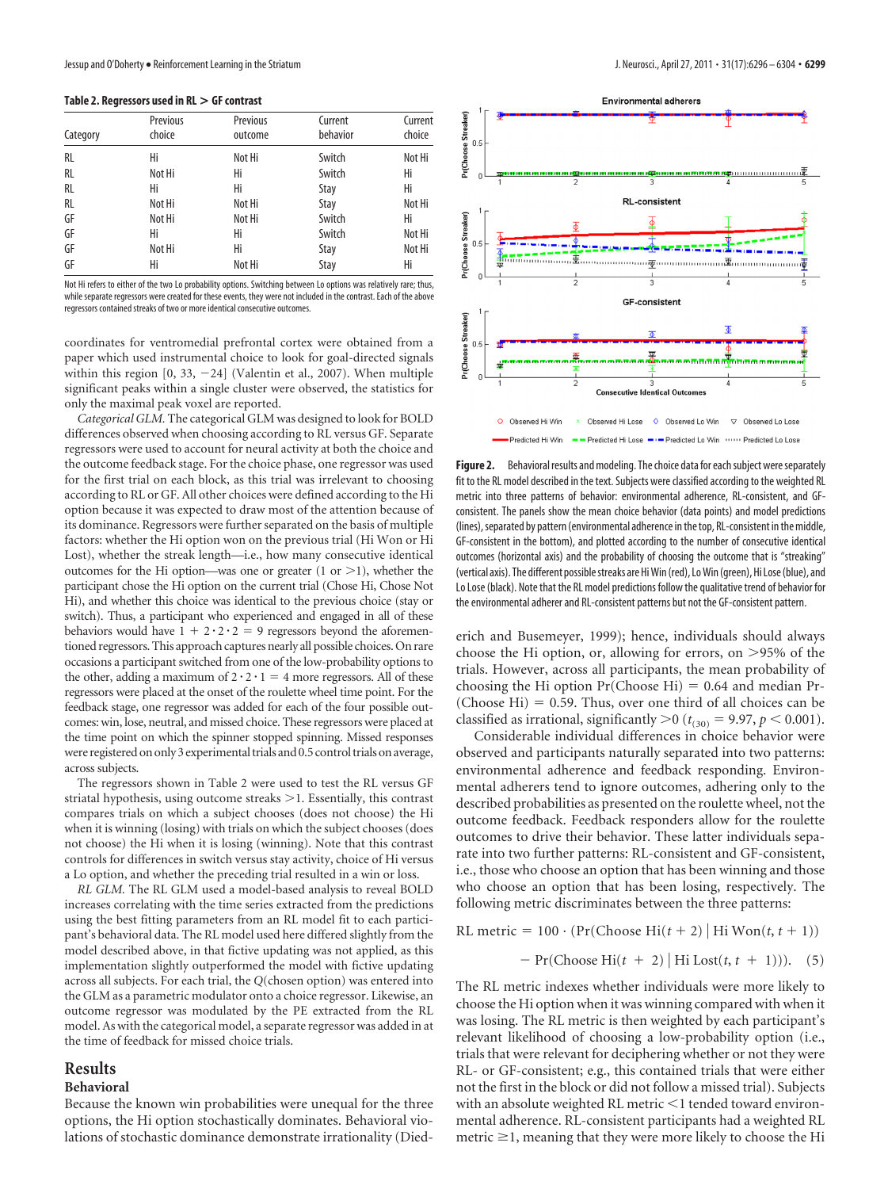**Table 2. Regressors used in RL > GF contrast**

| Category | Previous choice | Previous outcome | Current behavior | Current choice |
|---|---|---|---|---|
| RL | Hi | Not Hi | Switch | Not Hi |
| RL | Not Hi | Hi | Switch | Hi |
| RL | Hi | Hi | Stay | Hi |
| RL | Not Hi | Not Hi | Stay | Not Hi |
| GF | Not Hi | Not Hi | Switch | Hi |
| GF | Hi | Hi | Switch | Not Hi |
| GF | Not Hi | Hi | Stay | Not Hi |
| GF | Hi | Not Hi | Stay | Hi |

Not Hi refers to either of the two Lo probability options. Switching between Lo options was relatively rare; thus, while separate regressors were created for these events, they were not included in the contrast. Each of the above regressors contained streaks of two or more identical consecutive outcomes.

coordinates for ventromedial prefrontal cortex were obtained from a paper which used instrumental choice to look for goal-directed signals within this region [0, 33, −24] (Valentin et al., 2007). When multiple significant peaks within a single cluster were observed, the statistics for only the maximal peak voxel are reported.

*Categorical GLM.* The categorical GLM was designed to look for BOLD differences observed when choosing according to RL versus GF. Separate regressors were used to account for neural activity at both the choice and outcome feedback stage. For the choice phase, one regressor was used for the first trial on each block, as this trial was irrelevant to choosing according to RL or GF. All other choices were defined according to the Hi option because it was expected to draw most of the attention because of its dominance. Regressors were further separated on the basis of multiple factors: whether the Hi option won on the previous trial (Hi Won or Hi Lost), whether the streak length—i.e., how many consecutive identical outcomes for the Hi option—was one or greater (1 or >1), whether the participant chose the Hi option on the current trial (Chose Hi, Chose Not Hi), and whether this choice was identical to the previous choice (stay or switch). Thus, a participant who experienced and engaged in all of these behaviors would have $1 + 2 \cdot 2 \cdot 2 = 9$ regressors beyond the aforementioned regressors. This approach captures nearly all possible choices. On rare occasions a participant switched from one of the low-probability options to the other, adding a maximum of $2 \cdot 2 \cdot 1 = 4$ more regressors. All of these regressors were placed at the onset of the roulette wheel time point. For the feedback stage, one regressor was added for each of the four possible outcomes: win, lose, neutral, and missed choice. These regressors were placed at the time point on which the spinner stopped spinning. Missed responses were registered on only 3 experimental trials and 0.5 control trials on average, across subjects.

The regressors shown in Table 2 were used to test the RL versus GF striatal hypothesis, using outcome streaks >1. Essentially, this contrast compares trials on which a subject chooses (does not choose) the Hi when it is winning (losing) with trials on which the subject chooses (does not choose) the Hi when it is losing (winning). Note that this contrast controls for differences in switch versus stay activity, choice of Hi versus a Lo option, and whether the preceding trial resulted in a win or loss.

*RL GLM.* The RL GLM used a model-based analysis to reveal BOLD increases correlating with the time series extracted from the predictions using the best fitting parameters from an RL model fit to each participant's behavioral data. The RL model used here differed slightly from the model described above, in that fictive updating was not applied, as this implementation slightly outperformed the model with fictive updating across all subjects. For each trial, the $Q$(chosen option) was entered into the GLM as a parametric modulator onto a choice regressor. Likewise, an outcome regressor was modulated by the PE extracted from the RL model. As with the categorical model, a separate regressor was added in at the time of feedback for missed choice trials.

## Results

### Behavioral

Because the known win probabilities were unequal for the three options, the Hi option stochastically dominates. Behavioral violations of stochastic dominance demonstrate irrationality (Diederich and Busemeyer, 1999); hence, individuals should always choose the Hi option, or, allowing for errors, on >95% of the trials. However, across all participants, the mean probability of choosing the Hi option Pr(Choose Hi) = 0.64 and median Pr(Choose Hi) = 0.59. Thus, over one third of all choices can be classified as irrational, significantly >0 ($t_{(30)} = 9.97$, $p < 0.001$).

**Figure 2.** Behavioral results and modeling. The choice data for each subject were separately fit to the RL model described in the text. Subjects were classified according to the weighted RL metric into three patterns of behavior: environmental adherence, RL-consistent, and GF-consistent. The panels show the mean choice behavior (data points) and model predictions (lines), separated by pattern (environmental adherence in the top, RL-consistent in the middle, GF-consistent in the bottom), and plotted according to the number of consecutive identical outcomes (horizontal axis) and the probability of choosing the outcome that is "streaking" (vertical axis). The different possible streaks are Hi Win (red), Lo Win (green), Hi Lose (blue), and Lo Lose (black). Note that the RL model predictions follow the qualitative trend of behavior for the environmental adherer and RL-consistent patterns but not the GF-consistent pattern.

Considerable individual differences in choice behavior were observed and participants naturally separated into two patterns: environmental adherence and feedback responding. Environmental adherers tend to ignore outcomes, adhering only to the described probabilities as presented on the roulette wheel, not the outcome feedback. Feedback responders allow for the roulette outcomes to drive their behavior. These latter individuals separate into two further patterns: RL-consistent and GF-consistent, i.e., those who choose an option that has been winning and those who choose an option that has been losing, respectively. The following metric discriminates between the three patterns:

$$\text{RL metric} = 100 \cdot (\Pr(\text{Choose Hi}(t+2) \mid \text{Hi Won}(t, t+1)) - \Pr(\text{Choose Hi}(t+2) \mid \text{Hi Lost}(t, t+1))). \quad (5)$$

The RL metric indexes whether individuals were more likely to choose the Hi option when it was winning compared with when it was losing. The RL metric is then weighted by each participant's relevant likelihood of choosing a low-probability option (i.e., trials that were relevant for deciphering whether or not they were RL- or GF-consistent; e.g., this contained trials that were either not the first in the block or did not follow a missed trial). Subjects with an absolute weighted RL metric <1 tended toward environmental adherence. RL-consistent participants had a weighted RL metric ≥1, meaning that they were more likely to choose the Hi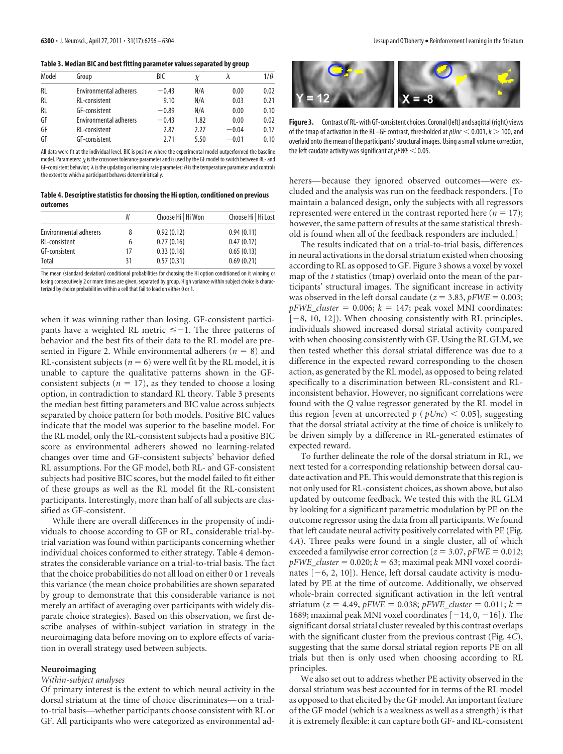**Table 3. Median BIC and best fitting parameter values separated by group**

| Model | Group | BIC | $\chi$ | $\lambda$ | $1/\theta$ |
|---|---|---|---|---|---|
| RL | Environmental adherers | −0.43 | N/A | 0.00 | 0.02 |
| RL | RL-consistent | 9.10 | N/A | 0.03 | 0.21 |
| RL | GF-consistent | −0.89 | N/A | 0.00 | 0.10 |
| GF | Environmental adherers | −0.43 | 1.82 | 0.00 | 0.02 |
| GF | RL-consistent | 2.87 | 2.27 | −0.04 | 0.17 |
| GF | GF-consistent | 2.71 | 5.50 | −0.01 | 0.10 |

All data were fit at the individual level. BIC is positive where the experimental model outperformed the baseline model. Parameters: $\chi$ is the crossover tolerance parameter and is used by the GF model to switch between RL- and GF-consistent behavior; $\lambda$ is the updating or learning rate parameter; $\theta$ is the temperature parameter and controls the extent to which a participant behaves deterministically.

**Table 4. Descriptive statistics for choosing the Hi option, conditioned on previous outcomes**

| | N | Choose Hi \| Hi Won | Choose Hi \| Hi Lost |
|---|---|---|---|
| Environmental adherers | 8 | 0.92 (0.12) | 0.94 (0.11) |
| RL-consistent | 6 | 0.77 (0.16) | 0.47 (0.17) |
| GF-consistent | 17 | 0.33 (0.16) | 0.65 (0.13) |
| Total | 31 | 0.57 (0.31) | 0.69 (0.21) |

The mean (standard deviation) conditional probabilities for choosing the Hi option conditioned on it winning or losing consecutively 2 or more times are given, separated by group. High variance within subject choice is characterized by choice probabilities within a cell that fail to load on either 0 or 1.

when it was winning rather than losing. GF-consistent participants have a weighted RL metric $\leq -1$. The three patterns of behavior and the best fits of their data to the RL model are presented in Figure 2. While environmental adherers ($n = 8$) and RL-consistent subjects ($n = 6$) were well fit by the RL model, it is unable to capture the qualitative patterns shown in the GF-consistent subjects ($n = 17$), as they tended to choose a losing option, in contradiction to standard RL theory. Table 3 presents the median best fitting parameters and BIC value across subjects separated by choice pattern for both models. Positive BIC values indicate that the model was superior to the baseline model. For the RL model, only the RL-consistent subjects had a positive BIC score as environmental adherers showed no learning-related changes over time and GF-consistent subjects' behavior defied RL assumptions. For the GF model, both RL- and GF-consistent subjects had positive BIC scores, but the model failed to fit either of these groups as well as the RL model fit the RL-consistent participants. Interestingly, more than half of all subjects are classified as GF-consistent.

While there are overall differences in the propensity of individuals to choose according to GF or RL, considerable trial-by-trial variation was found within participants concerning whether individual choices conformed to either strategy. Table 4 demonstrates the considerable variance on a trial-to-trial basis. The fact that the choice probabilities do not all load on either 0 or 1 reveals this variance (the mean choice probabilities are shown separated by group to demonstrate that this considerable variance is not merely an artifact of averaging over participants with widely disparate choice strategies). Based on this observation, we first describe analyses of within-subject variation in strategy in the neuroimaging data before moving on to explore effects of variation in overall strategy used between subjects.

## Neuroimaging

*Within-subject analyses*

Of primary interest is the extent to which neural activity in the dorsal striatum at the time of choice discriminates—on a trial-to-trial basis—whether participants choose consistent with RL or GF. All participants who were categorized as environmental adherers—because they ignored observed outcomes—were excluded and the analysis was run on the feedback responders. [To maintain a balanced design, only the subjects with all regressors represented were entered in the contrast reported here ($n = 17$); however, the same pattern of results at the same statistical threshold is found when all of the feedback responders are included.]

Figure 3. Contrast of RL- with GF-consistent choices. Coronal (left) and sagittal (right) views of the tmap of activation in the RL–GF contrast, thresholded at $pUnc < 0.001$, $k > 100$, and overlaid onto the mean of the participants' structural images. Using a small volume correction, the left caudate activity was significant at $pFWE < 0.05$.

The results indicated that on a trial-to-trial basis, differences in neural activations in the dorsal striatum existed when choosing according to RL as opposed to GF. Figure 3 shows a voxel by voxel map of the $t$ statistics (tmap) overlaid onto the mean of the participants' structural images. The significant increase in activity was observed in the left dorsal caudate ($z = 3.83$, $pFWE = 0.003$; $pFWE\_cluster = 0.006$; $k = 147$; peak voxel MNI coordinates: [−8, 10, 12]). When choosing consistently with RL principles, individuals showed increased dorsal striatal activity compared with when choosing consistently with GF. Using the RL GLM, we then tested whether this dorsal striatal difference was due to a difference in the expected reward corresponding to the chosen action, as generated by the RL model, as opposed to being related specifically to a discrimination between RL-consistent and RL-inconsistent behavior. However, no significant correlations were found with the $Q$ value regressor generated by the RL model in this region [even at uncorrected $p$ ($pUnc$) $< 0.05$], suggesting that the dorsal striatal activity at the time of choice is unlikely to be driven simply by a difference in RL-generated estimates of expected reward.

To further delineate the role of the dorsal striatum in RL, we next tested for a corresponding relationship between dorsal caudate activation and PE. This would demonstrate that this region is not only used for RL-consistent choices, as shown above, but also updated by outcome feedback. We tested this with the RL GLM by looking for a significant parametric modulation by PE on the outcome regressor using the data from all participants. We found that left caudate neural activity positively correlated with PE (Fig. 4*A*). Three peaks were found in a single cluster, all of which exceeded a familywise error correction ($z = 3.07$, $pFWE = 0.012$; $pFWE\_cluster = 0.020$; $k = 63$; maximal peak MNI voxel coordinates [−6, 2, 10]). Hence, left dorsal caudate activity is modulated by PE at the time of outcome. Additionally, we observed whole-brain corrected significant activation in the left ventral striatum ($z = 4.49$, $pFWE = 0.038$; $pFWE\_cluster = 0.011$; $k = 1689$; maximal peak MNI voxel coordinates [−14, 0, −16]). The significant dorsal striatal cluster revealed by this contrast overlaps with the significant cluster from the previous contrast (Fig. 4*C*), suggesting that the same dorsal striatal region reports PE on all trials but then is only used when choosing according to RL principles.

We also set out to address whether PE activity observed in the dorsal striatum was best accounted for in terms of the RL model as opposed to that elicited by the GF model. An important feature of the GF model (which is a weakness as well as a strength) is that it is extremely flexible: it can capture both GF- and RL-consistent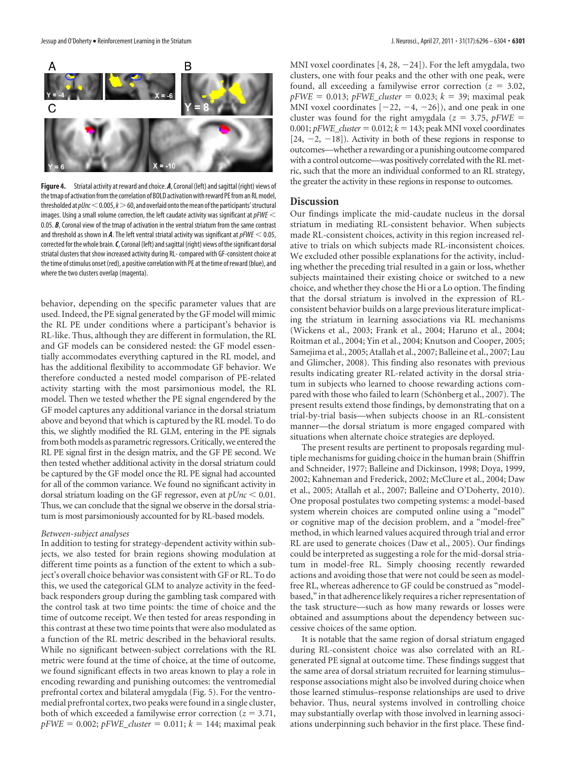A

Y = -4

X = -6

B

Y = 8

C

Y = 6

X = -10

**Figure 4.** Striatal activity at reward and choice. ***A***, Coronal (left) and sagittal (right) views of the tmap of activation from the correlation of BOLD activation with reward PE from an RL model, thresholded at $pUnc < 0.005$, $k > 60$, and overlaid onto the mean of the participants' structural images. Using a small volume correction, the left caudate activity was significant at $pFWE < 0.05$. ***B***, Coronal view of the tmap of activation in the ventral striatum from the same contrast and threshold as shown in ***A***. The left ventral striatal activity was significant at $pFWE < 0.05$, corrected for the whole brain. ***C***, Coronal (left) and sagittal (right) views of the significant dorsal striatal clusters that show increased activity during RL- compared with GF-consistent choice at the time of stimulus onset (red), a positive correlation with PE at the time of reward (blue), and where the two clusters overlap (magenta).

behavior, depending on the specific parameter values that are used. Indeed, the PE signal generated by the GF model will mimic the RL PE under conditions where a participant's behavior is RL-like. Thus, although they are different in formulation, the RL and GF models can be considered nested: the GF model essentially accommodates everything captured in the RL model, and has the additional flexibility to accommodate GF behavior. We therefore conducted a nested model comparison of PE-related activity starting with the most parsimonious model, the RL model. Then we tested whether the PE signal engendered by the GF model captures any additional variance in the dorsal striatum above and beyond that which is captured by the RL model. To do this, we slightly modified the RL GLM, entering in the PE signals from both models as parametric regressors. Critically, we entered the RL PE signal first in the design matrix, and the GF PE second. We then tested whether additional activity in the dorsal striatum could be captured by the GF model once the RL PE signal had accounted for all of the common variance. We found no significant activity in dorsal striatum loading on the GF regressor, even at $pUnc < 0.01$. Thus, we can conclude that the signal we observe in the dorsal striatum is most parsimoniously accounted for by RL-based models.

*Between-subject analyses*

In addition to testing for strategy-dependent activity within subjects, we also tested for brain regions showing modulation at different time points as a function of the extent to which a subject's overall choice behavior was consistent with GF or RL. To do this, we used the categorical GLM to analyze activity in the feedback responders group during the gambling task compared with the control task at two time points: the time of choice and the time of outcome receipt. We then tested for areas responding in this contrast at these two time points that were also modulated as a function of the RL metric described in the behavioral results. While no significant between-subject correlations with the RL metric were found at the time of choice, at the time of outcome, we found significant effects in two areas known to play a role in encoding rewarding and punishing outcomes: the ventromedial prefrontal cortex and bilateral amygdala (Fig. 5). For the ventromedial prefrontal cortex, two peaks were found in a single cluster, both of which exceeded a familywise error correction ($z = 3.71$, $pFWE = 0.002$; $pFWE\_cluster = 0.011$; $k = 144$; maximal peak MNI voxel coordinates [4, 28, −24]). For the left amygdala, two clusters, one with four peaks and the other with one peak, were found, all exceeding a familywise error correction ($z = 3.02$, $pFWE = 0.013$; $pFWE\_cluster = 0.023$; $k = 39$; maximal peak MNI voxel coordinates [−22, −4, −26]), and one peak in one cluster was found for the right amygdala ($z = 3.75$, $pFWE = 0.001$; $pFWE\_cluster = 0.012$; $k = 143$; peak MNI voxel coordinates [24, −2, −18]). Activity in both of these regions in response to outcomes—whether a rewarding or a punishing outcome compared with a control outcome—was positively correlated with the RL metric, such that the more an individual conformed to an RL strategy, the greater the activity in these regions in response to outcomes.

## Discussion

Our findings implicate the mid-caudate nucleus in the dorsal striatum in mediating RL-consistent behavior. When subjects made RL-consistent choices, activity in this region increased relative to trials on which subjects made RL-inconsistent choices. We excluded other possible explanations for the activity, including whether the preceding trial resulted in a gain or loss, whether subjects maintained their existing choice or switched to a new choice, and whether they chose the Hi or a Lo option. The finding that the dorsal striatum is involved in the expression of RL-consistent behavior builds on a large previous literature implicating the striatum in learning associations via RL mechanisms (Wickens et al., 2003; Frank et al., 2004; Haruno et al., 2004; Roitman et al., 2004; Yin et al., 2004; Knutson and Cooper, 2005; Samejima et al., 2005; Atallah et al., 2007; Balleine et al., 2007; Lau and Glimcher, 2008). This finding also resonates with previous results indicating greater RL-related activity in the dorsal striatum in subjects who learned to choose rewarding actions compared with those who failed to learn (Schönberg et al., 2007). The present results extend those findings, by demonstrating that on a trial-by-trial basis—when subjects choose in an RL-consistent manner—the dorsal striatum is more engaged compared with situations when alternate choice strategies are deployed.

The present results are pertinent to proposals regarding multiple mechanisms for guiding choice in the human brain (Shiffrin and Schneider, 1977; Balleine and Dickinson, 1998; Doya, 1999, 2002; Kahneman and Frederick, 2002; McClure et al., 2004; Daw et al., 2005; Atallah et al., 2007; Balleine and O'Doherty, 2010). One proposal postulates two competing systems: a model-based system wherein choices are computed online using a "model" or cognitive map of the decision problem, and a "model-free" method, in which learned values acquired through trial and error RL are used to generate choices (Daw et al., 2005). Our findings could be interpreted as suggesting a role for the mid-dorsal striatum in model-free RL. Simply choosing recently rewarded actions and avoiding those that were not could be seen as model-free RL, whereas adherence to GF could be construed as "model-based," in that adherence likely requires a richer representation of the task structure—such as how many rewards or losses were obtained and assumptions about the dependency between successive choices of the same option.

It is notable that the same region of dorsal striatum engaged during RL-consistent choice was also correlated with an RL-generated PE signal at outcome time. These findings suggest that the same area of dorsal striatum recruited for learning stimulus–response associations might also be involved during choice when those learned stimulus–response relationships are used to drive behavior. Thus, neural systems involved in controlling choice may substantially overlap with those involved in learning associations underpinning such behavior in the first place. These find-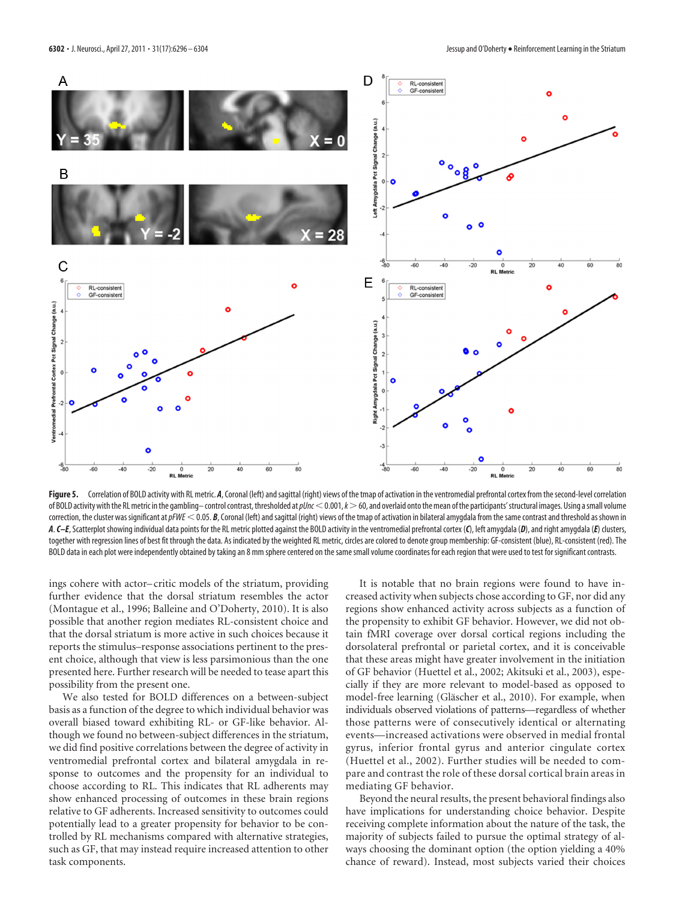A

Y = 35

X = 0

B

Y = -2

X = 28

C

RL-consistent
GF-consistent

Ventromedial Prefrontal Cortex Pct Signal Change (a.u.)

RL Metric

D

RL-consistent
GF-consistent

Left Amygdala Pct Signal Change (a.u.)

RL Metric

E

RL-consistent
GF-consistent

Right Amygdala Pct Signal Change (a.u.)

RL Metric

**Figure 5.** Correlation of BOLD activity with RL metric. ***A***, Coronal (left) and sagittal (right) views of the tmap of activation in the ventromedial prefrontal cortex from the second-level correlation of BOLD activity with the RL metric in the gambling–control contrast, thresholded at $pUnc < 0.001$, $k > 60$, and overlaid onto the mean of the participants' structural images. Using a small volume correction, the cluster was significant at $pFWE < 0.05$. ***B***, Coronal (left) and sagittal (right) views of the tmap of activation in bilateral amygdala from the same contrast and threshold as shown in ***A***. ***C–E***, Scatterplot showing individual data points for the RL metric plotted against the BOLD activity in the ventromedial prefrontal cortex (***C***), left amygdala (***D***), and right amygdala (***E***) clusters, together with regression lines of best fit through the data. As indicated by the weighted RL metric, circles are colored to denote group membership: GF-consistent (blue), RL-consistent (red). The BOLD data in each plot were independently obtained by taking an 8 mm sphere centered on the same small volume coordinates for each region that were used to test for significant contrasts.

ings cohere with actor–critic models of the striatum, providing further evidence that the dorsal striatum resembles the actor (Montague et al., 1996; Balleine and O'Doherty, 2010). It is also possible that another region mediates RL-consistent choice and that the dorsal striatum is more active in such choices because it reports the stimulus–response associations pertinent to the present choice, although that view is less parsimonious than the one presented here. Further research will be needed to tease apart this possibility from the present one.

We also tested for BOLD differences on a between-subject basis as a function of the degree to which individual behavior was overall biased toward exhibiting RL- or GF-like behavior. Although we found no between-subject differences in the striatum, we did find positive correlations between the degree of activity in ventromedial prefrontal cortex and bilateral amygdala in response to outcomes and the propensity for an individual to choose according to RL. This indicates that RL adherents may show enhanced processing of outcomes in these brain regions relative to GF adherents. Increased sensitivity to outcomes could potentially lead to a greater propensity for behavior to be controlled by RL mechanisms compared with alternative strategies, such as GF, that may instead require increased attention to other task components.

It is notable that no brain regions were found to have increased activity when subjects chose according to GF, nor did any regions show enhanced activity across subjects as a function of the propensity to exhibit GF behavior. However, we did not obtain fMRI coverage over dorsal cortical regions including the dorsolateral prefrontal or parietal cortex, and it is conceivable that these areas might have greater involvement in the initiation of GF behavior (Huettel et al., 2002; Akitsuki et al., 2003), especially if they are more relevant to model-based as opposed to model-free learning (Gläscher et al., 2010). For example, when individuals observed violations of patterns—regardless of whether those patterns were of consecutively identical or alternating events—increased activations were observed in medial frontal gyrus, inferior frontal gyrus and anterior cingulate cortex (Huettel et al., 2002). Further studies will be needed to compare and contrast the role of these dorsal cortical brain areas in mediating GF behavior.

Beyond the neural results, the present behavioral findings also have implications for understanding choice behavior. Despite receiving complete information about the nature of the task, the majority of subjects failed to pursue the optimal strategy of always choosing the dominant option (the option yielding a 40% chance of reward). Instead, most subjects varied their choices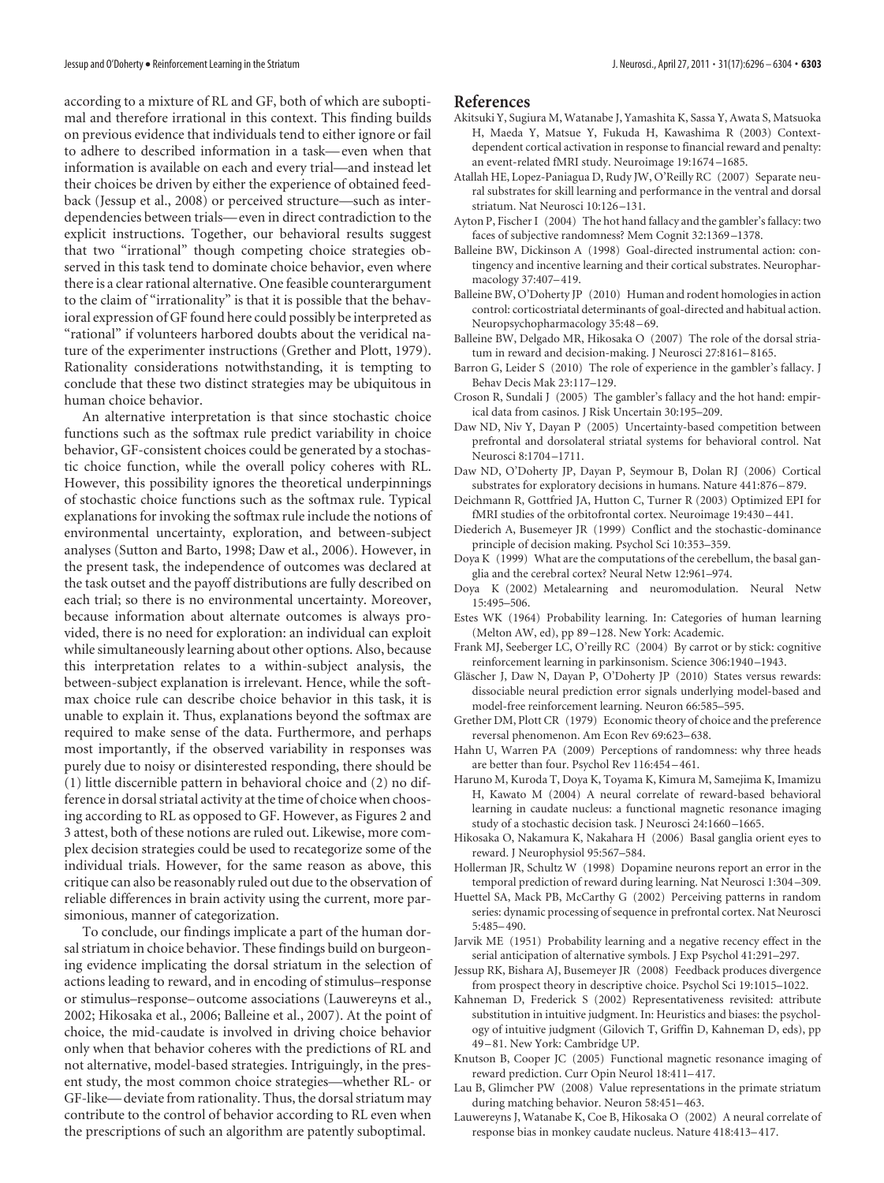according to a mixture of RL and GF, both of which are suboptimal and therefore irrational in this context. This finding builds on previous evidence that individuals tend to either ignore or fail to adhere to described information in a task—even when that information is available on each and every trial—and instead let their choices be driven by either the experience of obtained feedback (Jessup et al., 2008) or perceived structure—such as interdependencies between trials—even in direct contradiction to the explicit instructions. Together, our behavioral results suggest that two "irrational" though competing choice strategies observed in this task tend to dominate choice behavior, even where there is a clear rational alternative. One feasible counterargument to the claim of "irrationality" is that it is possible that the behavioral expression of GF found here could possibly be interpreted as "rational" if volunteers harbored doubts about the veridical nature of the experimenter instructions (Grether and Plott, 1979). Rationality considerations notwithstanding, it is tempting to conclude that these two distinct strategies may be ubiquitous in human choice behavior.

An alternative interpretation is that since stochastic choice functions such as the softmax rule predict variability in choice behavior, GF-consistent choices could be generated by a stochastic choice function, while the overall policy coheres with RL. However, this possibility ignores the theoretical underpinnings of stochastic choice functions such as the softmax rule. Typical explanations for invoking the softmax rule include the notions of environmental uncertainty, exploration, and between-subject analyses (Sutton and Barto, 1998; Daw et al., 2006). However, in the present task, the independence of outcomes was declared at the task outset and the payoff distributions are fully described on each trial; so there is no environmental uncertainty. Moreover, because information about alternate outcomes is always provided, there is no need for exploration: an individual can exploit while simultaneously learning about other options. Also, because this interpretation relates to a within-subject analysis, the between-subject explanation is irrelevant. Hence, while the softmax choice rule can describe choice behavior in this task, it is unable to explain it. Thus, explanations beyond the softmax are required to make sense of the data. Furthermore, and perhaps most importantly, if the observed variability in responses was purely due to noisy or disinterested responding, there should be (1) little discernible pattern in behavioral choice and (2) no difference in dorsal striatal activity at the time of choice when choosing according to RL as opposed to GF. However, as Figures 2 and 3 attest, both of these notions are ruled out. Likewise, more complex decision strategies could be used to recategorize some of the individual trials. However, for the same reason as above, this critique can also be reasonably ruled out due to the observation of reliable differences in brain activity using the current, more parsimonious, manner of categorization.

To conclude, our findings implicate a part of the human dorsal striatum in choice behavior. These findings build on burgeoning evidence implicating the dorsal striatum in the selection of actions leading to reward, and in encoding of stimulus–response or stimulus–response–outcome associations (Lauwereyns et al., 2002; Hikosaka et al., 2006; Balleine et al., 2007). At the point of choice, the mid-caudate is involved in driving choice behavior only when that behavior coheres with the predictions of RL and not alternative, model-based strategies. Intriguingly, in the present study, the most common choice strategies—whether RL- or GF-like—deviate from rationality. Thus, the dorsal striatum may contribute to the control of behavior according to RL even when the prescriptions of such an algorithm are patently suboptimal.

## References

Akitsuki Y, Sugiura M, Watanabe J, Yamashita K, Sassa Y, Awata S, Matsuoka H, Maeda Y, Matsue Y, Fukuda H, Kawashima R (2003) Context-dependent cortical activation in response to financial reward and penalty: an event-related fMRI study. Neuroimage 19:1674–1685.

Atallah HE, Lopez-Paniagua D, Rudy JW, O'Reilly RC (2007) Separate neural substrates for skill learning and performance in the ventral and dorsal striatum. Nat Neurosci 10:126–131.

Ayton P, Fischer I (2004) The hot hand fallacy and the gambler's fallacy: two faces of subjective randomness? Mem Cognit 32:1369–1378.

Balleine BW, Dickinson A (1998) Goal-directed instrumental action: contingency and incentive learning and their cortical substrates. Neuropharmacology 37:407–419.

Balleine BW, O'Doherty JP (2010) Human and rodent homologies in action control: corticostriatal determinants of goal-directed and habitual action. Neuropsychopharmacology 35:48–69.

Balleine BW, Delgado MR, Hikosaka O (2007) The role of the dorsal striatum in reward and decision-making. J Neurosci 27:8161–8165.

Barron G, Leider S (2010) The role of experience in the gambler's fallacy. J Behav Decis Mak 23:117–129.

Croson R, Sundali J (2005) The gambler's fallacy and the hot hand: empirical data from casinos. J Risk Uncertain 30:195–209.

Daw ND, Niv Y, Dayan P (2005) Uncertainty-based competition between prefrontal and dorsolateral striatal systems for behavioral control. Nat Neurosci 8:1704–1711.

Daw ND, O'Doherty JP, Dayan P, Seymour B, Dolan RJ (2006) Cortical substrates for exploratory decisions in humans. Nature 441:876–879.

Deichmann R, Gottfried JA, Hutton C, Turner R (2003) Optimized EPI for fMRI studies of the orbitofrontal cortex. Neuroimage 19:430–441.

Diederich A, Busemeyer JR (1999) Conflict and the stochastic-dominance principle of decision making. Psychol Sci 10:353–359.

Doya K (1999) What are the computations of the cerebellum, the basal ganglia and the cerebral cortex? Neural Netw 12:961–974.

Doya K (2002) Metalearning and neuromodulation. Neural Netw 15:495–506.

Estes WK (1964) Probability learning. In: Categories of human learning (Melton AW, ed), pp 89–128. New York: Academic.

Frank MJ, Seeberger LC, O'reilly RC (2004) By carrot or by stick: cognitive reinforcement learning in parkinsonism. Science 306:1940–1943.

Gläscher J, Daw N, Dayan P, O'Doherty JP (2010) States versus rewards: dissociable neural prediction error signals underlying model-based and model-free reinforcement learning. Neuron 66:585–595.

Grether DM, Plott CR (1979) Economic theory of choice and the preference reversal phenomenon. Am Econ Rev 69:623–638.

Hahn U, Warren PA (2009) Perceptions of randomness: why three heads are better than four. Psychol Rev 116:454–461.

Haruno M, Kuroda T, Doya K, Toyama K, Kimura M, Samejima K, Imamizu H, Kawato M (2004) A neural correlate of reward-based behavioral learning in caudate nucleus: a functional magnetic resonance imaging study of a stochastic decision task. J Neurosci 24:1660–1665.

Hikosaka O, Nakamura K, Nakahara H (2006) Basal ganglia orient eyes to reward. J Neurophysiol 95:567–584.

Hollerman JR, Schultz W (1998) Dopamine neurons report an error in the temporal prediction of reward during learning. Nat Neurosci 1:304–309.

Huettel SA, Mack PB, McCarthy G (2002) Perceiving patterns in random series: dynamic processing of sequence in prefrontal cortex. Nat Neurosci 5:485–490.

Jarvik ME (1951) Probability learning and a negative recency effect in the serial anticipation of alternative symbols. J Exp Psychol 41:291–297.

Jessup RK, Bishara AJ, Busemeyer JR (2008) Feedback produces divergence from prospect theory in descriptive choice. Psychol Sci 19:1015–1022.

Kahneman D, Frederick S (2002) Representativeness revisited: attribute substitution in intuitive judgment. In: Heuristics and biases: the psychology of intuitive judgment (Gilovich T, Griffin D, Kahneman D, eds), pp 49–81. New York: Cambridge UP.

Knutson B, Cooper JC (2005) Functional magnetic resonance imaging of reward prediction. Curr Opin Neurol 18:411–417.

Lau B, Glimcher PW (2008) Value representations in the primate striatum during matching behavior. Neuron 58:451–463.

Lauwereyns J, Watanabe K, Coe B, Hikosaka O (2002) A neural correlate of response bias in monkey caudate nucleus. Nature 418:413–417.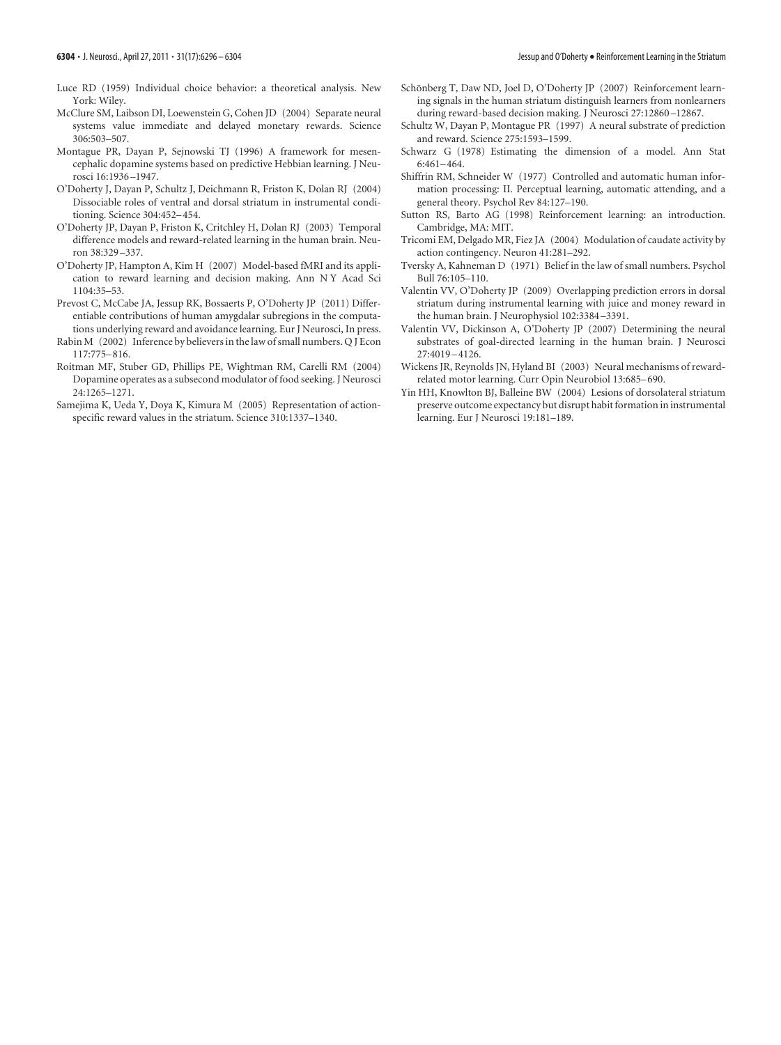Luce RD (1959) Individual choice behavior: a theoretical analysis. New York: Wiley.

McClure SM, Laibson DI, Loewenstein G, Cohen JD (2004) Separate neural systems value immediate and delayed monetary rewards. Science 306:503–507.

Montague PR, Dayan P, Sejnowski TJ (1996) A framework for mesencephalic dopamine systems based on predictive Hebbian learning. J Neurosci 16:1936–1947.

O'Doherty J, Dayan P, Schultz J, Deichmann R, Friston K, Dolan RJ (2004) Dissociable roles of ventral and dorsal striatum in instrumental conditioning. Science 304:452–454.

O'Doherty JP, Dayan P, Friston K, Critchley H, Dolan RJ (2003) Temporal difference models and reward-related learning in the human brain. Neuron 38:329–337.

O'Doherty JP, Hampton A, Kim H (2007) Model-based fMRI and its application to reward learning and decision making. Ann N Y Acad Sci 1104:35–53.

Prevost C, McCabe JA, Jessup RK, Bossaerts P, O'Doherty JP (2011) Differentiable contributions of human amygdalar subregions in the computations underlying reward and avoidance learning. Eur J Neurosci, In press.

Rabin M (2002) Inference by believers in the law of small numbers. Q J Econ 117:775–816.

Roitman MF, Stuber GD, Phillips PE, Wightman RM, Carelli RM (2004) Dopamine operates as a subsecond modulator of food seeking. J Neurosci 24:1265–1271.

Samejima K, Ueda Y, Doya K, Kimura M (2005) Representation of action-specific reward values in the striatum. Science 310:1337–1340.

Schönberg T, Daw ND, Joel D, O'Doherty JP (2007) Reinforcement learning signals in the human striatum distinguish learners from nonlearners during reward-based decision making. J Neurosci 27:12860–12867.

Schultz W, Dayan P, Montague PR (1997) A neural substrate of prediction and reward. Science 275:1593–1599.

Schwarz G (1978) Estimating the dimension of a model. Ann Stat 6:461–464.

Shiffrin RM, Schneider W (1977) Controlled and automatic human information processing: II. Perceptual learning, automatic attending, and a general theory. Psychol Rev 84:127–190.

Sutton RS, Barto AG (1998) Reinforcement learning: an introduction. Cambridge, MA: MIT.

Tricomi EM, Delgado MR, Fiez JA (2004) Modulation of caudate activity by action contingency. Neuron 41:281–292.

Tversky A, Kahneman D (1971) Belief in the law of small numbers. Psychol Bull 76:105–110.

Valentin VV, O'Doherty JP (2009) Overlapping prediction errors in dorsal striatum during instrumental learning with juice and money reward in the human brain. J Neurophysiol 102:3384–3391.

Valentin VV, Dickinson A, O'Doherty JP (2007) Determining the neural substrates of goal-directed learning in the human brain. J Neurosci 27:4019–4126.

Wickens JR, Reynolds JN, Hyland BI (2003) Neural mechanisms of reward-related motor learning. Curr Opin Neurobiol 13:685–690.

Yin HH, Knowlton BJ, Balleine BW (2004) Lesions of dorsolateral striatum preserve outcome expectancy but disrupt habit formation in instrumental learning. Eur J Neurosci 19:181–189.